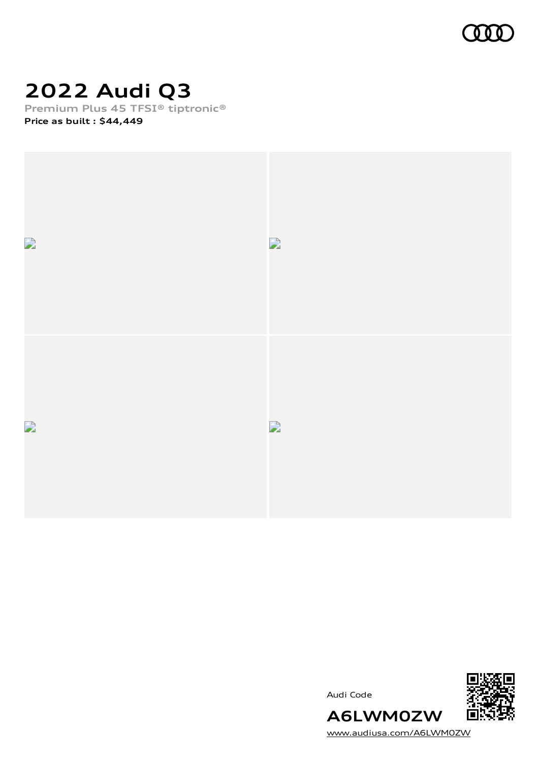# 2022 Audi Q3

**Premium Plus 45 TFSI® tiptronic®**

**Price as built : $44,449**

Audi Code

**A6LWM0ZW**

www.audiusa.com/A6LWM0ZW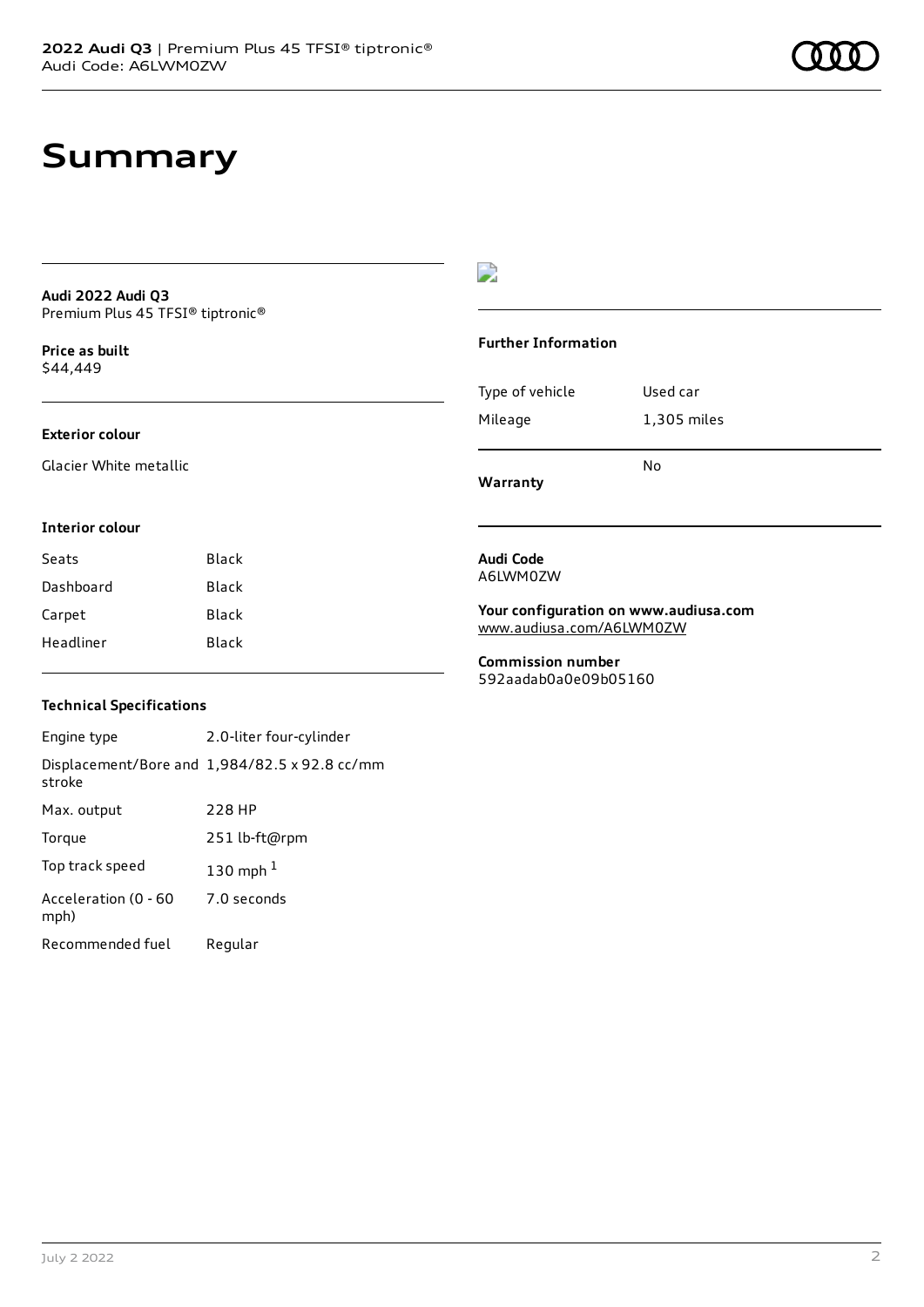# Summary

**Audi 2022 Audi Q3**
Premium Plus 45 TFSI® tiptronic®

**Price as built**
$44,449

### Exterior colour

Glacier White metallic

### Interior colour

| | |
|---|---|
| Seats | Black |
| Dashboard | Black |
| Carpet | Black |
| Headliner | Black |

### Technical Specifications

| | |
|---|---|
| Engine type | 2.0-liter four-cylinder |
| Displacement/Bore and stroke | 1,984/82.5 x 92.8 cc/mm |
| Max. output | 228 HP |
| Torque | 251 lb-ft@rpm |
| Top track speed | 130 mph [1] |
| Acceleration (0 - 60 mph) | 7.0 seconds |
| Recommended fuel | Regular |

### Further Information

| | |
|---|---|
| Type of vehicle | Used car |
| Mileage | 1,305 miles |
| **Warranty** | No |

**Audi Code**
A6LWM0ZW

**Your configuration on www.audiusa.com**
www.audiusa.com/A6LWM0ZW

**Commission number**
592aadab0a0e09b05160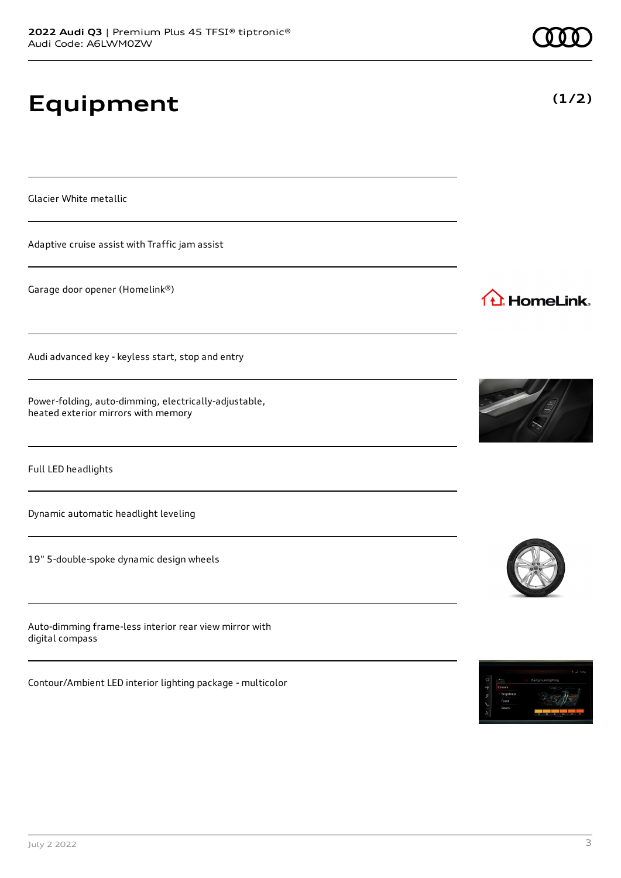# Equipment

(1/2)

Glacier White metallic

Adaptive cruise assist with Traffic jam assist

Garage door opener (Homelink®)

Audi advanced key - keyless start, stop and entry

Power-folding, auto-dimming, electrically-adjustable, heated exterior mirrors with memory

Full LED headlights

Dynamic automatic headlight leveling

19" 5-double-spoke dynamic design wheels

Auto-dimming frame-less interior rear view mirror with digital compass

Contour/Ambient LED interior lighting package - multicolor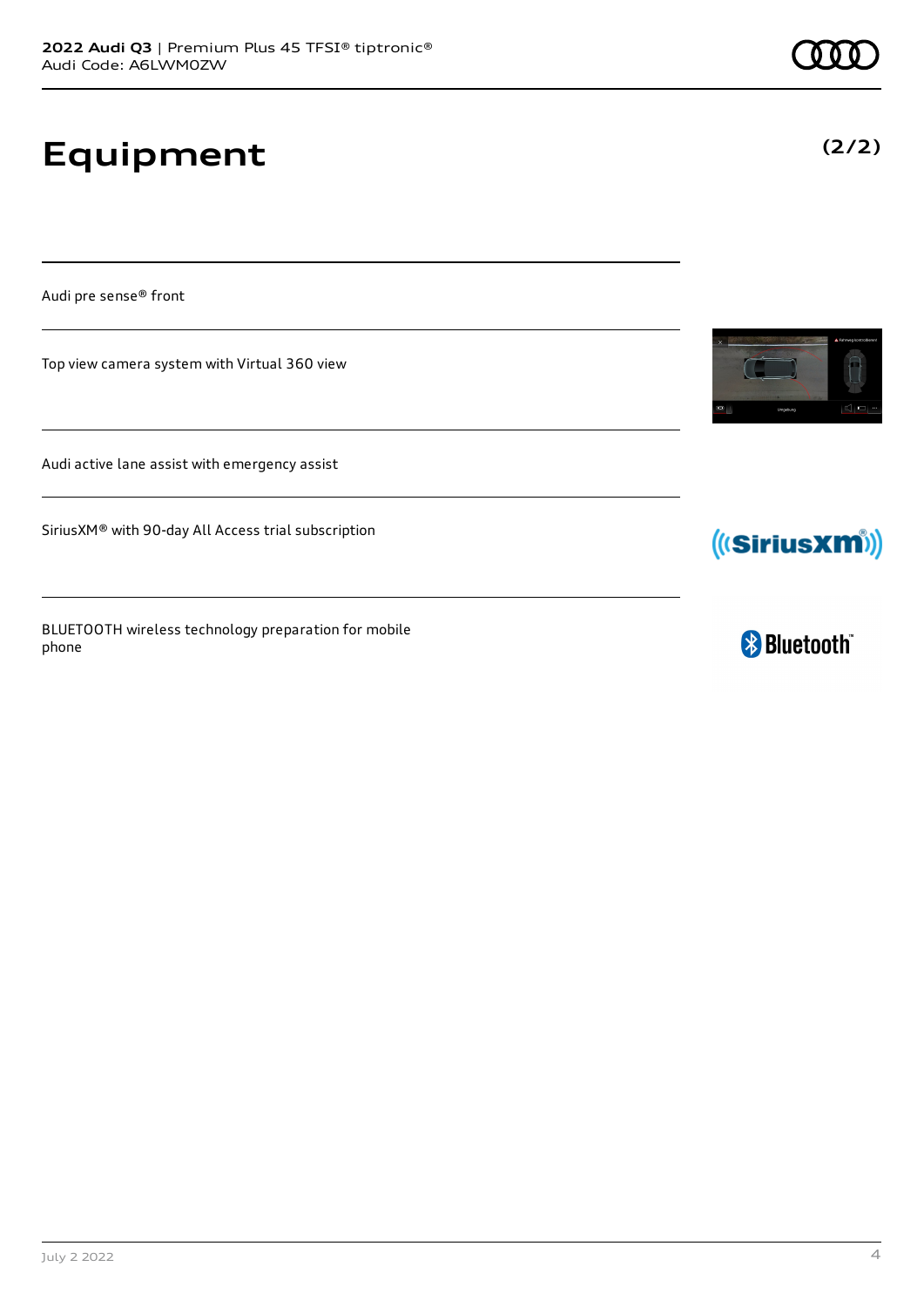# Equipment

**(2/2)**

Audi pre sense® front

Top view camera system with Virtual 360 view

Audi active lane assist with emergency assist

SiriusXM® with 90-day All Access trial subscription

BLUETOOTH wireless technology preparation for mobile phone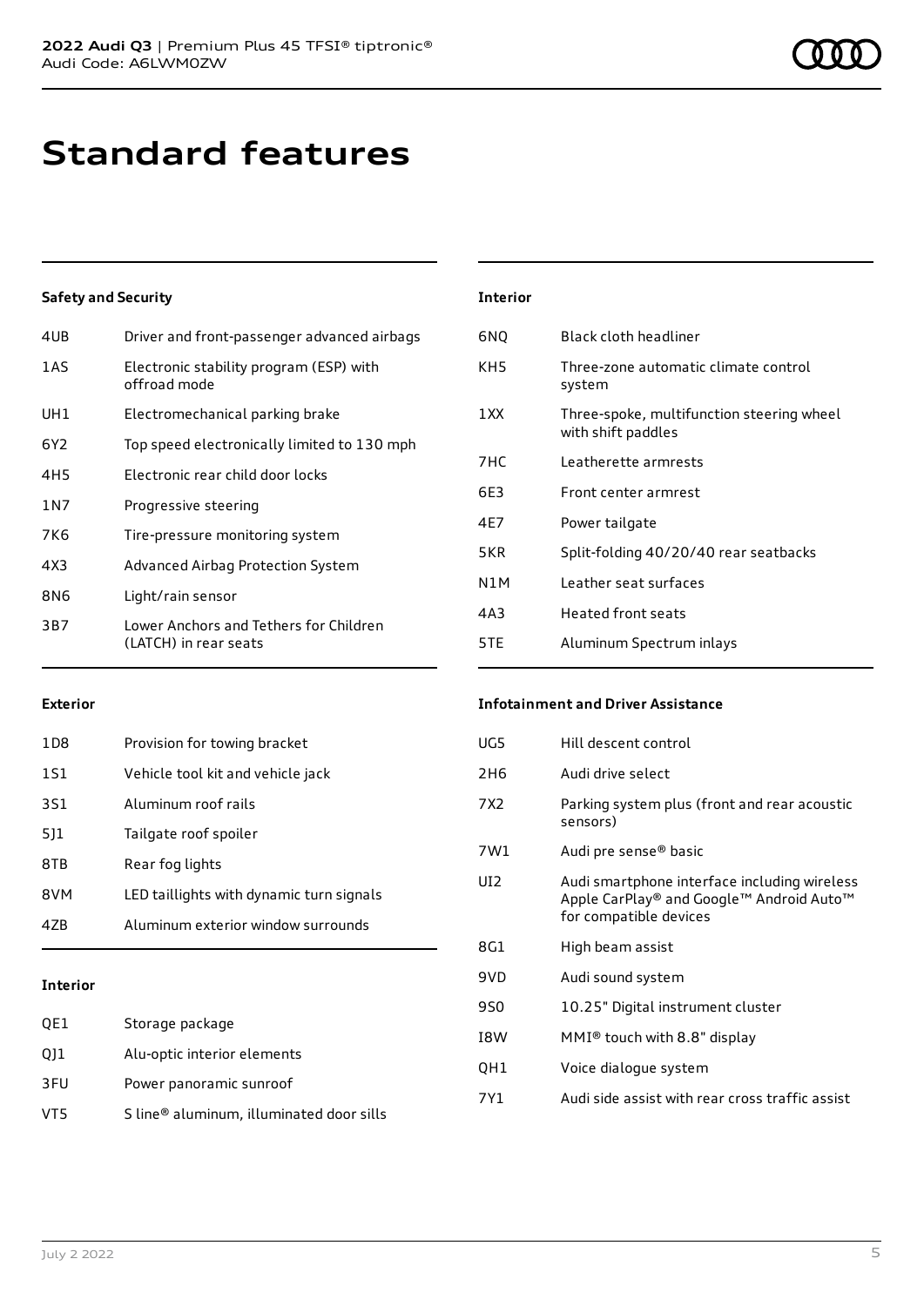# Standard features

### Safety and Security

| | |
|---|---|
| 4UB | Driver and front-passenger advanced airbags |
| 1AS | Electronic stability program (ESP) with offroad mode |
| UH1 | Electromechanical parking brake |
| 6Y2 | Top speed electronically limited to 130 mph |
| 4H5 | Electronic rear child door locks |
| 1N7 | Progressive steering |
| 7K6 | Tire-pressure monitoring system |
| 4X3 | Advanced Airbag Protection System |
| 8N6 | Light/rain sensor |
| 3B7 | Lower Anchors and Tethers for Children (LATCH) in rear seats |

### Exterior

| | |
|---|---|
| 1D8 | Provision for towing bracket |
| 1S1 | Vehicle tool kit and vehicle jack |
| 3S1 | Aluminum roof rails |
| 5J1 | Tailgate roof spoiler |
| 8TB | Rear fog lights |
| 8VM | LED taillights with dynamic turn signals |
| 4ZB | Aluminum exterior window surrounds |

### Interior

| | |
|---|---|
| QE1 | Storage package |
| QJ1 | Alu-optic interior elements |
| 3FU | Power panoramic sunroof |
| VT5 | S line® aluminum, illuminated door sills |

### Interior

| | |
|---|---|
| 6NQ | Black cloth headliner |
| KH5 | Three-zone automatic climate control system |
| 1XX | Three-spoke, multifunction steering wheel with shift paddles |
| 7HC | Leatherette armrests |
| 6E3 | Front center armrest |
| 4E7 | Power tailgate |
| 5KR | Split-folding 40/20/40 rear seatbacks |
| N1M | Leather seat surfaces |
| 4A3 | Heated front seats |
| 5TE | Aluminum Spectrum inlays |

### Infotainment and Driver Assistance

| | |
|---|---|
| UG5 | Hill descent control |
| 2H6 | Audi drive select |
| 7X2 | Parking system plus (front and rear acoustic sensors) |
| 7W1 | Audi pre sense® basic |
| UI2 | Audi smartphone interface including wireless Apple CarPlay® and Google™ Android Auto™ for compatible devices |
| 8G1 | High beam assist |
| 9VD | Audi sound system |
| 9S0 | 10.25" Digital instrument cluster |
| I8W | MMI® touch with 8.8" display |
| QH1 | Voice dialogue system |
| 7Y1 | Audi side assist with rear cross traffic assist |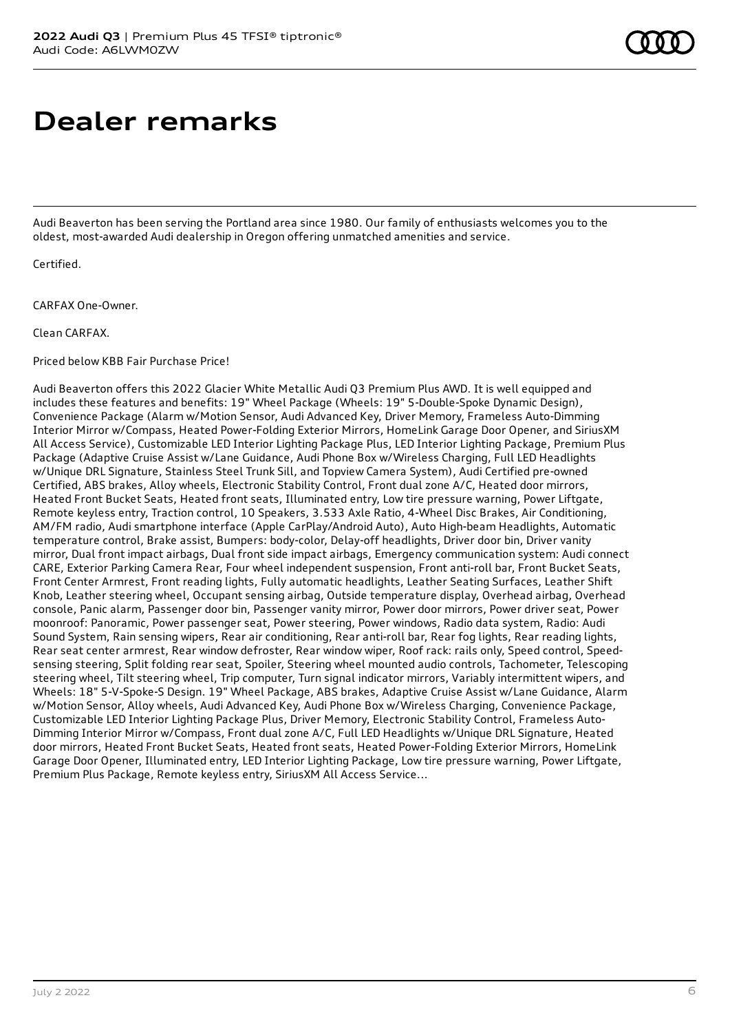# Dealer remarks

Audi Beaverton has been serving the Portland area since 1980. Our family of enthusiasts welcomes you to the oldest, most-awarded Audi dealership in Oregon offering unmatched amenities and service.

Certified.

CARFAX One-Owner.

Clean CARFAX.

Priced below KBB Fair Purchase Price!

Audi Beaverton offers this 2022 Glacier White Metallic Audi Q3 Premium Plus AWD. It is well equipped and includes these features and benefits: 19" Wheel Package (Wheels: 19" 5-Double-Spoke Dynamic Design), Convenience Package (Alarm w/Motion Sensor, Audi Advanced Key, Driver Memory, Frameless Auto-Dimming Interior Mirror w/Compass, Heated Power-Folding Exterior Mirrors, HomeLink Garage Door Opener, and SiriusXM All Access Service), Customizable LED Interior Lighting Package Plus, LED Interior Lighting Package, Premium Plus Package (Adaptive Cruise Assist w/Lane Guidance, Audi Phone Box w/Wireless Charging, Full LED Headlights w/Unique DRL Signature, Stainless Steel Trunk Sill, and Topview Camera System), Audi Certified pre-owned Certified, ABS brakes, Alloy wheels, Electronic Stability Control, Front dual zone A/C, Heated door mirrors, Heated Front Bucket Seats, Heated front seats, Illuminated entry, Low tire pressure warning, Power Liftgate, Remote keyless entry, Traction control, 10 Speakers, 3.533 Axle Ratio, 4-Wheel Disc Brakes, Air Conditioning, AM/FM radio, Audi smartphone interface (Apple CarPlay/Android Auto), Auto High-beam Headlights, Automatic temperature control, Brake assist, Bumpers: body-color, Delay-off headlights, Driver door bin, Driver vanity mirror, Dual front impact airbags, Dual front side impact airbags, Emergency communication system: Audi connect CARE, Exterior Parking Camera Rear, Four wheel independent suspension, Front anti-roll bar, Front Bucket Seats, Front Center Armrest, Front reading lights, Fully automatic headlights, Leather Seating Surfaces, Leather Shift Knob, Leather steering wheel, Occupant sensing airbag, Outside temperature display, Overhead airbag, Overhead console, Panic alarm, Passenger door bin, Passenger vanity mirror, Power door mirrors, Power driver seat, Power moonroof: Panoramic, Power passenger seat, Power steering, Power windows, Radio data system, Radio: Audi Sound System, Rain sensing wipers, Rear air conditioning, Rear anti-roll bar, Rear fog lights, Rear reading lights, Rear seat center armrest, Rear window defroster, Rear window wiper, Roof rack: rails only, Speed control, Speed-sensing steering, Split folding rear seat, Spoiler, Steering wheel mounted audio controls, Tachometer, Telescoping steering wheel, Tilt steering wheel, Trip computer, Turn signal indicator mirrors, Variably intermittent wipers, and Wheels: 18" 5-V-Spoke-S Design. 19" Wheel Package, ABS brakes, Adaptive Cruise Assist w/Lane Guidance, Alarm w/Motion Sensor, Alloy wheels, Audi Advanced Key, Audi Phone Box w/Wireless Charging, Convenience Package, Customizable LED Interior Lighting Package Plus, Driver Memory, Electronic Stability Control, Frameless Auto-Dimming Interior Mirror w/Compass, Front dual zone A/C, Full LED Headlights w/Unique DRL Signature, Heated door mirrors, Heated Front Bucket Seats, Heated front seats, Heated Power-Folding Exterior Mirrors, HomeLink Garage Door Opener, Illuminated entry, LED Interior Lighting Package, Low tire pressure warning, Power Liftgate, Premium Plus Package, Remote keyless entry, SiriusXM All Access Service...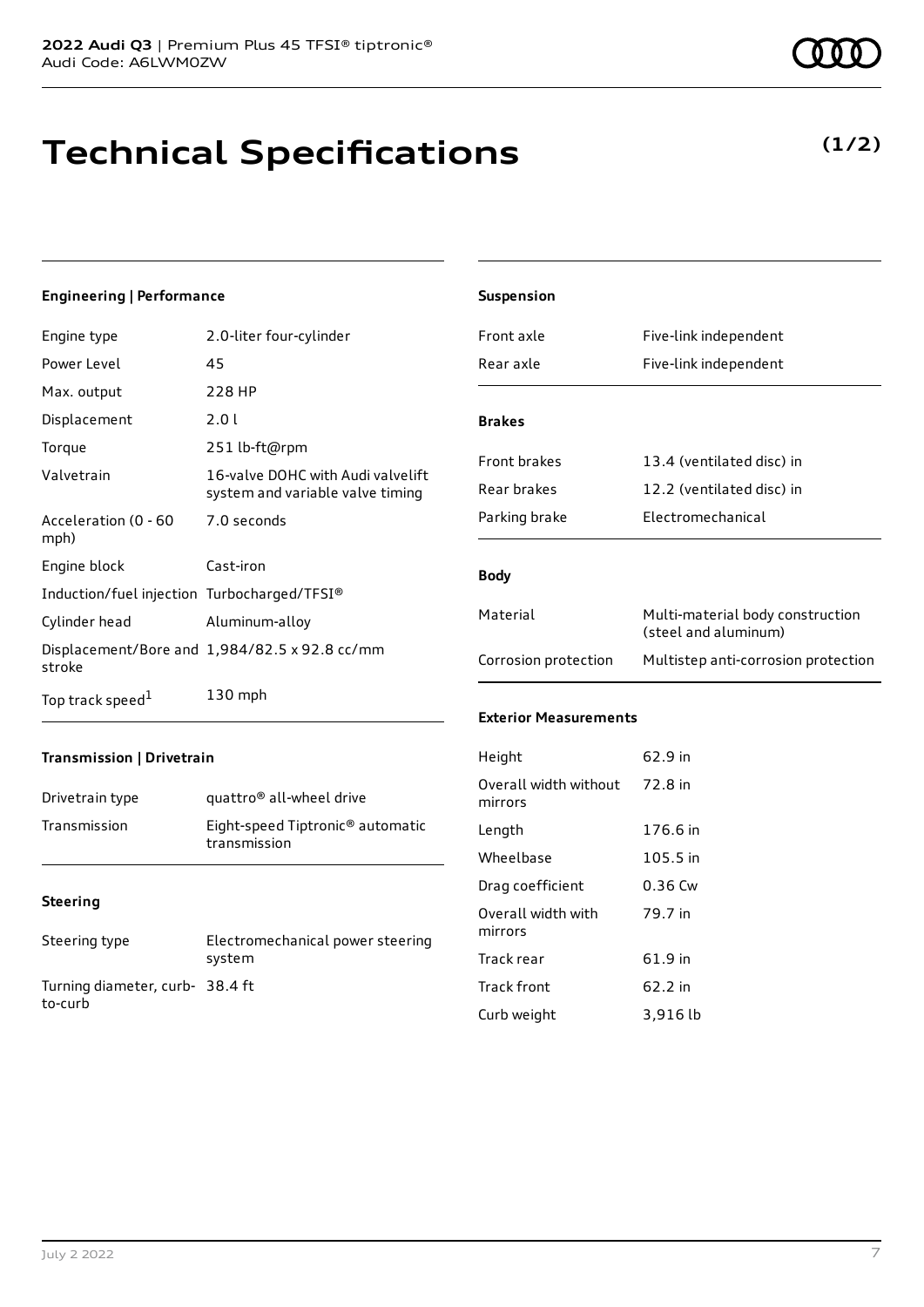# Technical Specifications

**(1/2)**

### Engineering | Performance

| | |
|---|---|
| Engine type | 2.0-liter four-cylinder |
| Power Level | 45 |
| Max. output | 228 HP |
| Displacement | 2.0 l |
| Torque | 251 lb-ft@rpm |
| Valvetrain | 16-valve DOHC with Audi valvelift system and variable valve timing |
| Acceleration (0 - 60 mph) | 7.0 seconds |
| Engine block | Cast-iron |
| Induction/fuel injection | Turbocharged/TFSI® |
| Cylinder head | Aluminum-alloy |
| Displacement/Bore and stroke | 1,984/82.5 x 92.8 cc/mm |
| Top track speed[1] | 130 mph |

### Transmission | Drivetrain

| | |
|---|---|
| Drivetrain type | quattro® all-wheel drive |
| Transmission | Eight-speed Tiptronic® automatic transmission |

### Steering

| | |
|---|---|
| Steering type | Electromechanical power steering system |
| Turning diameter, curb-to-curb | 38.4 ft |

### Suspension

| | |
|---|---|
| Front axle | Five-link independent |
| Rear axle | Five-link independent |

### Brakes

| | |
|---|---|
| Front brakes | 13.4 (ventilated disc) in |
| Rear brakes | 12.2 (ventilated disc) in |
| Parking brake | Electromechanical |

### Body

| | |
|---|---|
| Material | Multi-material body construction (steel and aluminum) |
| Corrosion protection | Multistep anti-corrosion protection |

### Exterior Measurements

| | |
|---|---|
| Height | 62.9 in |
| Overall width without mirrors | 72.8 in |
| Length | 176.6 in |
| Wheelbase | 105.5 in |
| Drag coefficient | 0.36 Cw |
| Overall width with mirrors | 79.7 in |
| Track rear | 61.9 in |
| Track front | 62.2 in |
| Curb weight | 3,916 lb |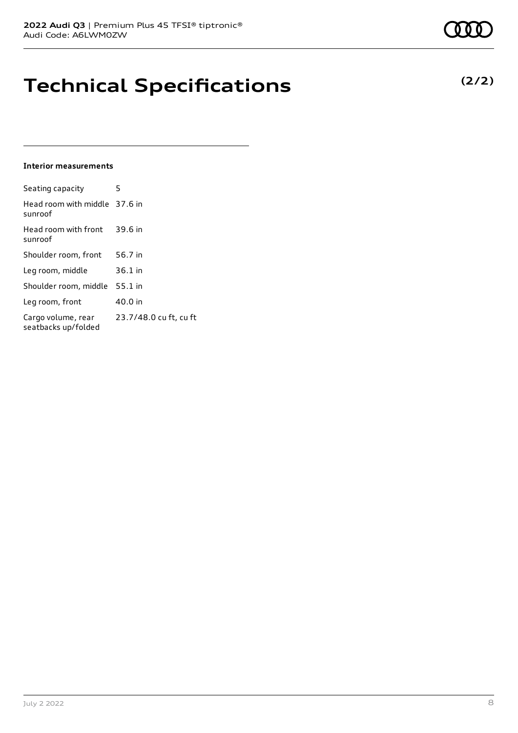# Technical Specifications

**(2/2)**

### Interior measurements

| | |
|---|---|
| Seating capacity | 5 |
| Head room with middle sunroof | 37.6 in |
| Head room with front sunroof | 39.6 in |
| Shoulder room, front | 56.7 in |
| Leg room, middle | 36.1 in |
| Shoulder room, middle | 55.1 in |
| Leg room, front | 40.0 in |
| Cargo volume, rear seatbacks up/folded | 23.7/48.0 cu ft, cu ft |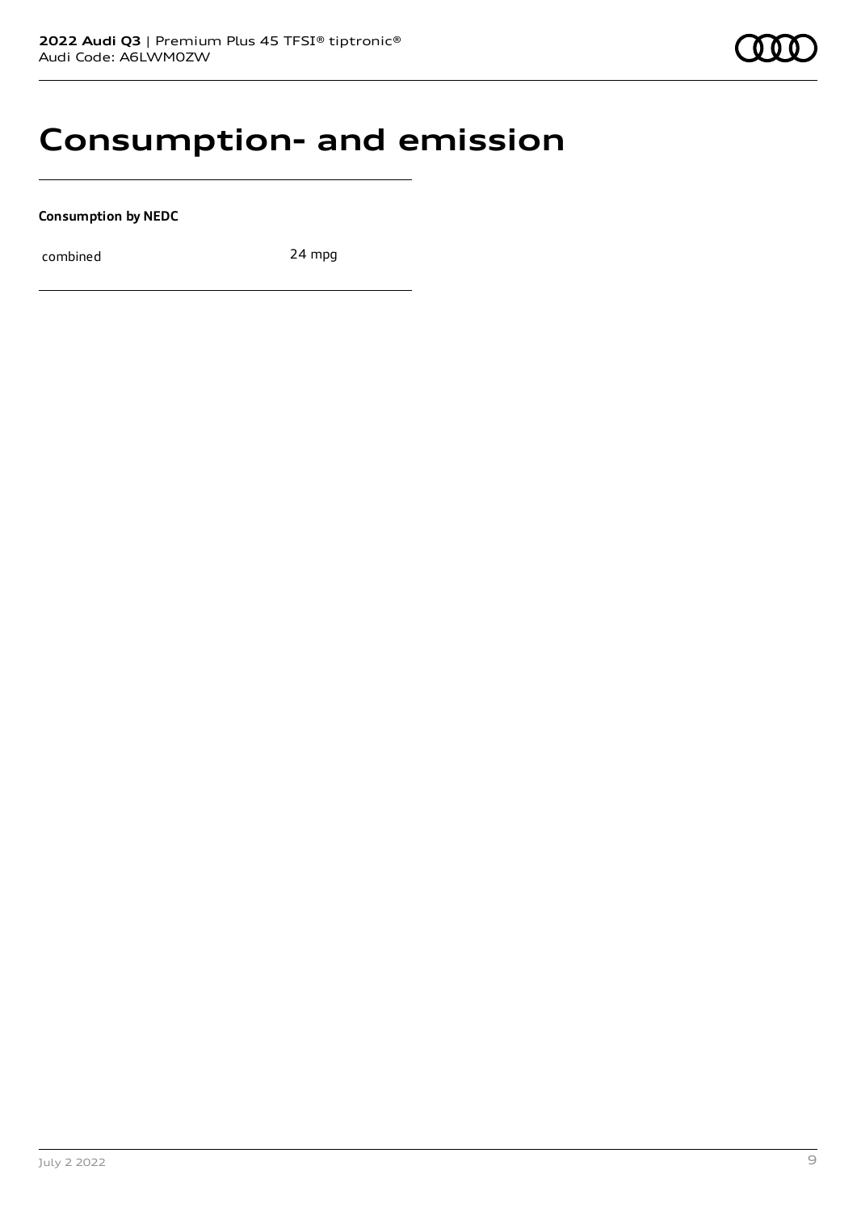# Consumption- and emission

**Consumption by NEDC**

| | |
|---|---|
| combined | 24 mpg |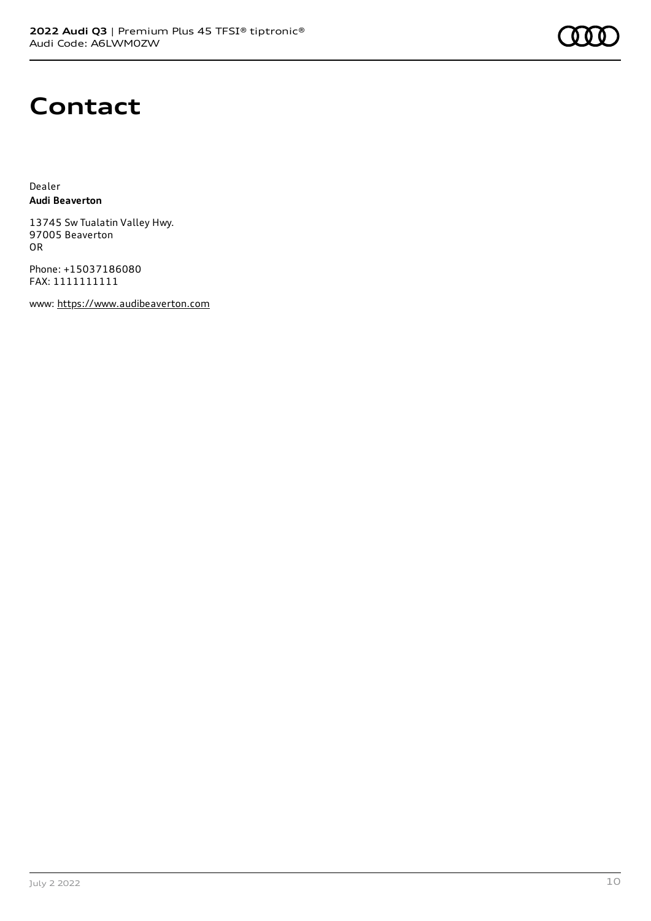# Contact

Dealer
**Audi Beaverton**

13745 Sw Tualatin Valley Hwy.
97005 Beaverton
OR

Phone: +15037186080
FAX: 1111111111

www: https://www.audibeaverton.com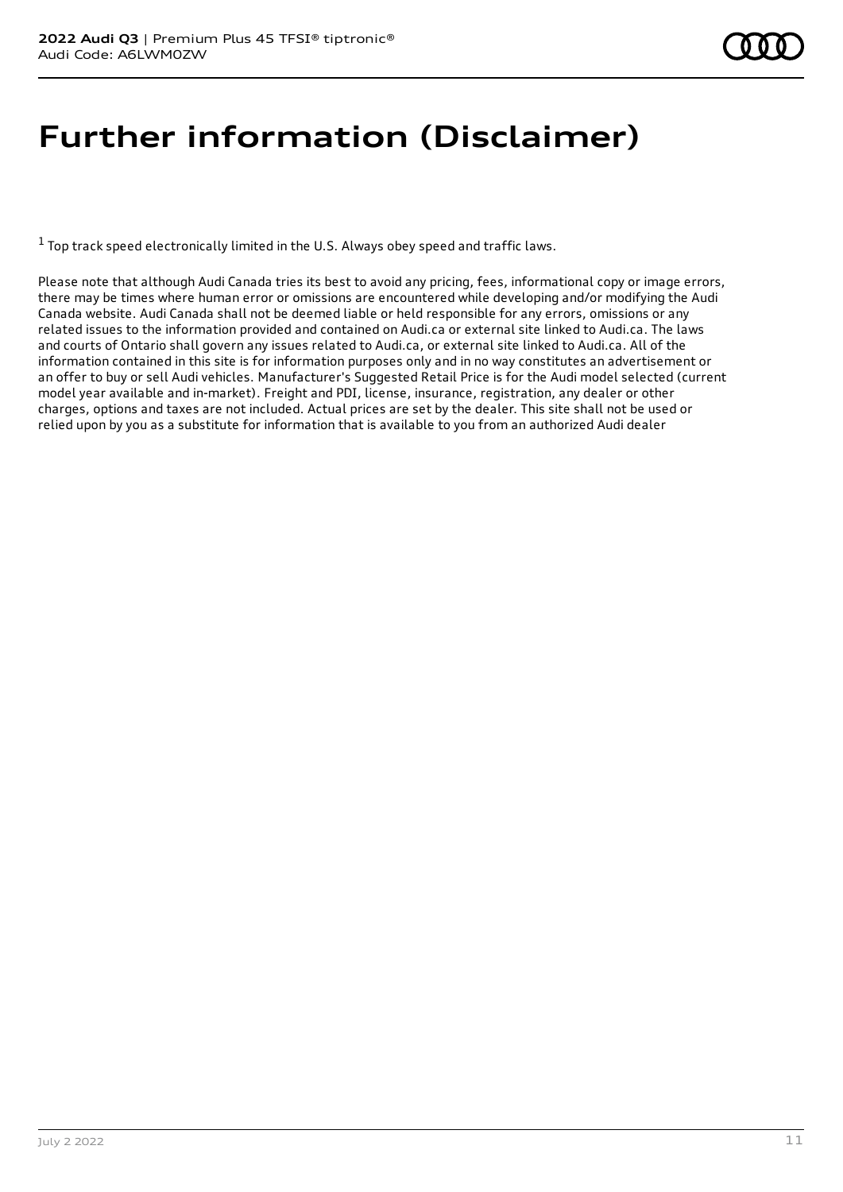# Further information (Disclaimer)

[1] Top track speed electronically limited in the U.S. Always obey speed and traffic laws.

Please note that although Audi Canada tries its best to avoid any pricing, fees, informational copy or image errors, there may be times where human error or omissions are encountered while developing and/or modifying the Audi Canada website. Audi Canada shall not be deemed liable or held responsible for any errors, omissions or any related issues to the information provided and contained on Audi.ca or external site linked to Audi.ca. The laws and courts of Ontario shall govern any issues related to Audi.ca, or external site linked to Audi.ca. All of the information contained in this site is for information purposes only and in no way constitutes an advertisement or an offer to buy or sell Audi vehicles. Manufacturer's Suggested Retail Price is for the Audi model selected (current model year available and in-market). Freight and PDI, license, insurance, registration, any dealer or other charges, options and taxes are not included. Actual prices are set by the dealer. This site shall not be used or relied upon by you as a substitute for information that is available to you from an authorized Audi dealer